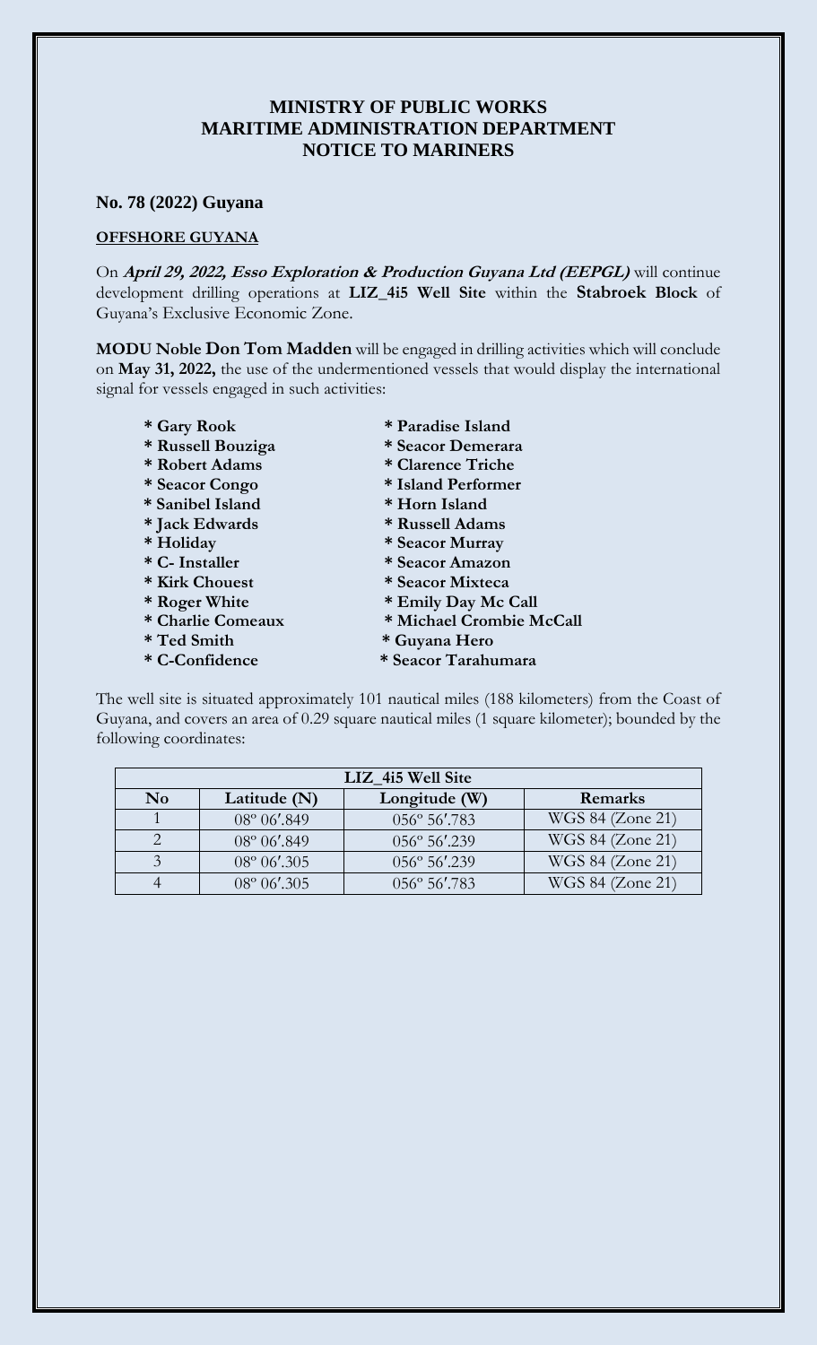# MINISTRY OF PUBLIC WORKS
# MARITIME ADMINISTRATION DEPARTMENT
# NOTICE TO MARINERS

### No. 78 (2022) Guyana

**OFFSHORE GUYANA**

On ***April 29, 2022, Esso Exploration & Production Guyana Ltd (EEPGL)*** will continue development drilling operations at **LIZ_4i5 Well Site** within the **Stabroek Block** of Guyana's Exclusive Economic Zone.

**MODU Noble Don Tom Madden** will be engaged in drilling activities which will conclude on **May 31, 2022,** the use of the undermentioned vessels that would display the international signal for vessels engaged in such activities:

- **Gary Rook**
- **Russell Bouziga**
- **Robert Adams**
- **Seacor Congo**
- **Sanibel Island**
- **Jack Edwards**
- **Holiday**
- **C- Installer**
- **Kirk Chouest**
- **Roger White**
- **Charlie Comeaux**
- **Ted Smith**
- **C-Confidence**
- **Paradise Island**
- **Seacor Demerara**
- **Clarence Triche**
- **Island Performer**
- **Horn Island**
- **Russell Adams**
- **Seacor Murray**
- **Seacor Amazon**
- **Seacor Mixteca**
- **Emily Day Mc Call**
- **Michael Crombie McCall**
- **Guyana Hero**
- **Seacor Tarahumara**

The well site is situated approximately 101 nautical miles (188 kilometers) from the Coast of Guyana, and covers an area of 0.29 square nautical miles (1 square kilometer); bounded by the following coordinates:

| LIZ_4i5 Well Site | | | |
|---|---|---|---|
| **No** | **Latitude (N)** | **Longitude (W)** | **Remarks** |
| 1 | 08º 06′.849 | 056º 56′.783 | WGS 84 (Zone 21) |
| 2 | 08º 06′.849 | 056º 56′.239 | WGS 84 (Zone 21) |
| 3 | 08º 06′.305 | 056º 56′.239 | WGS 84 (Zone 21) |
| 4 | 08º 06′.305 | 056º 56′.783 | WGS 84 (Zone 21) |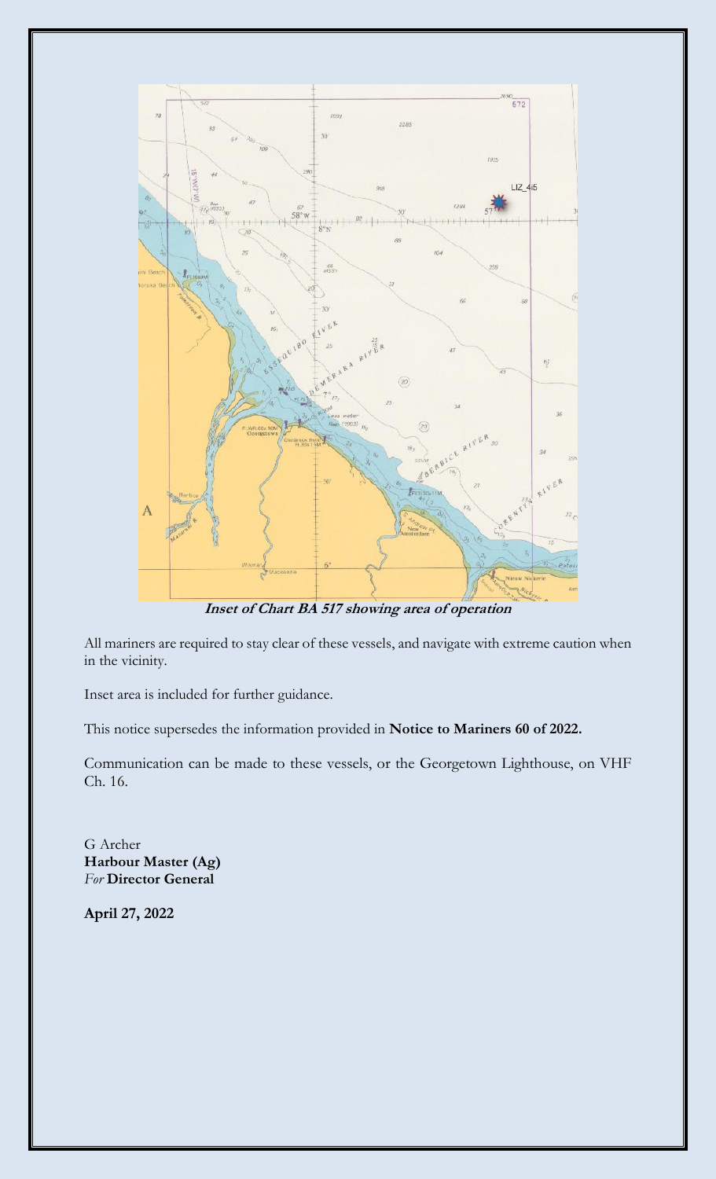**_Inset of Chart BA 517 showing area of operation_**

All mariners are required to stay clear of these vessels, and navigate with extreme caution when in the vicinity.

Inset area is included for further guidance.

This notice supersedes the information provided in **Notice to Mariners 60 of 2022.**

Communication can be made to these vessels, or the Georgetown Lighthouse, on VHF Ch. 16.

G Archer
**Harbour Master (Ag)**
*For* **Director General**

**April 27, 2022**